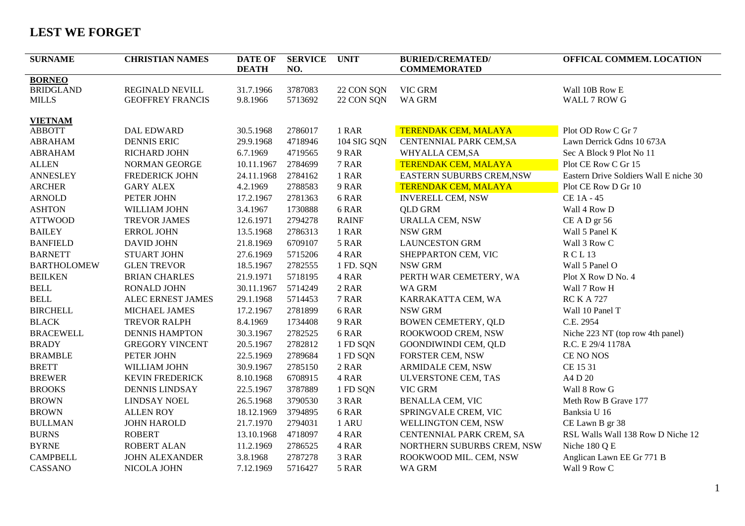# LEST WE FORGET

| SURNAME | CHRISTIAN NAMES | DATE OF DEATH | SERVICE NO. | UNIT | BURIED/CREMATED/ COMMEMORATED | OFFICAL COMMEM. LOCATION |
|---|---|---|---|---|---|---|
| **BORNEO** | | | | | | |
| BRIDGLAND | REGINALD NEVILL | 31.7.1966 | 3787083 | 22 CON SQN | VIC GRM | Wall 10B Row E |
| MILLS | GEOFFREY FRANCIS | 9.8.1966 | 5713692 | 22 CON SQN | WA GRM | WALL 7 ROW G |
| **VIETNAM** | | | | | | |
| ABBOTT | DAL EDWARD | 30.5.1968 | 2786017 | 1 RAR | TERENDAK CEM, MALAYA | Plot OD Row C Gr 7 |
| ABRAHAM | DENNIS ERIC | 29.9.1968 | 4718946 | 104 SIG SQN | CENTENNIAL PARK CEM,SA | Lawn Derrick Gdns 10 673A |
| ABRAHAM | RICHARD JOHN | 6.7.1969 | 4719565 | 9 RAR | WHYALLA CEM,SA | Sec A Block 9 Plot No 11 |
| ALLEN | NORMAN GEORGE | 10.11.1967 | 2784699 | 7 RAR | TERENDAK CEM, MALAYA | Plot CE Row C Gr 15 |
| ANNESLEY | FREDERICK JOHN | 24.11.1968 | 2784162 | 1 RAR | EASTERN SUBURBS CREM,NSW | Eastern Drive Soldiers Wall E niche 30 |
| ARCHER | GARY ALEX | 4.2.1969 | 2788583 | 9 RAR | TERENDAK CEM, MALAYA | Plot CE Row D Gr 10 |
| ARNOLD | PETER JOHN | 17.2.1967 | 2781363 | 6 RAR | INVERELL CEM, NSW | CE 1A - 45 |
| ASHTON | WILLIAM JOHN | 3.4.1967 | 1730888 | 6 RAR | QLD GRM | Wall 4 Row D |
| ATTWOOD | TREVOR JAMES | 12.6.1971 | 2794278 | RAINF | URALLA CEM, NSW | CE A D gr 56 |
| BAILEY | ERROL JOHN | 13.5.1968 | 2786313 | 1 RAR | NSW GRM | Wall 5 Panel K |
| BANFIELD | DAVID JOHN | 21.8.1969 | 6709107 | 5 RAR | LAUNCESTON GRM | Wall 3 Row C |
| BARNETT | STUART JOHN | 27.6.1969 | 5715206 | 4 RAR | SHEPPARTON CEM, VIC | R C L 13 |
| BARTHOLOMEW | GLEN TREVOR | 18.5.1967 | 2782555 | 1 FD. SQN | NSW GRM | Wall 5 Panel O |
| BEILKEN | BRIAN CHARLES | 21.9.1971 | 5718195 | 4 RAR | PERTH WAR CEMETERY, WA | Plot X Row D No. 4 |
| BELL | RONALD JOHN | 30.11.1967 | 5714249 | 2 RAR | WA GRM | Wall 7 Row H |
| BELL | ALEC ERNEST JAMES | 29.1.1968 | 5714453 | 7 RAR | KARRAKATTA CEM, WA | RC K A 727 |
| BIRCHELL | MICHAEL JAMES | 17.2.1967 | 2781899 | 6 RAR | NSW GRM | Wall 10 Panel T |
| BLACK | TREVOR RALPH | 8.4.1969 | 1734408 | 9 RAR | BOWEN CEMETERY, QLD | C.E. 2954 |
| BRACEWELL | DENNIS HAMPTON | 30.3.1967 | 2782525 | 6 RAR | ROOKWOOD CREM, NSW | Niche 223 NT (top row 4th panel) |
| BRADY | GREGORY VINCENT | 20.5.1967 | 2782812 | 1 FD SQN | GOONDIWINDI CEM, QLD | R.C. E 29/4 1178A |
| BRAMBLE | PETER JOHN | 22.5.1969 | 2789684 | 1 FD SQN | FORSTER CEM, NSW | CE NO NOS |
| BRETT | WILLIAM JOHN | 30.9.1967 | 2785150 | 2 RAR | ARMIDALE CEM, NSW | CE 15 31 |
| BREWER | KEVIN FREDERICK | 8.10.1968 | 6708915 | 4 RAR | ULVERSTONE CEM, TAS | A4 D 20 |
| BROOKS | DENNIS LINDSAY | 22.5.1967 | 3787889 | 1 FD SQN | VIC GRM | Wall 8 Row G |
| BROWN | LINDSAY NOEL | 26.5.1968 | 3790530 | 3 RAR | BENALLA CEM, VIC | Meth Row B Grave 177 |
| BROWN | ALLEN ROY | 18.12.1969 | 3794895 | 6 RAR | SPRINGVALE CREM, VIC | Banksia U 16 |
| BULLMAN | JOHN HAROLD | 21.7.1970 | 2794031 | 1 ARU | WELLINGTON CEM, NSW | CE Lawn B gr 38 |
| BURNS | ROBERT | 13.10.1968 | 4718097 | 4 RAR | CENTENNIAL PARK CREM, SA | RSL Walls Wall 138 Row D Niche 12 |
| BYRNE | ROBERT ALAN | 11.2.1969 | 2786525 | 4 RAR | NORTHERN SUBURBS CREM, NSW | Niche 180 Q E |
| CAMPBELL | JOHN ALEXANDER | 3.8.1968 | 2787278 | 3 RAR | ROOKWOOD MIL. CEM, NSW | Anglican Lawn EE Gr 771 B |
| CASSANO | NICOLA JOHN | 7.12.1969 | 5716427 | 5 RAR | WA GRM | Wall 9 Row C |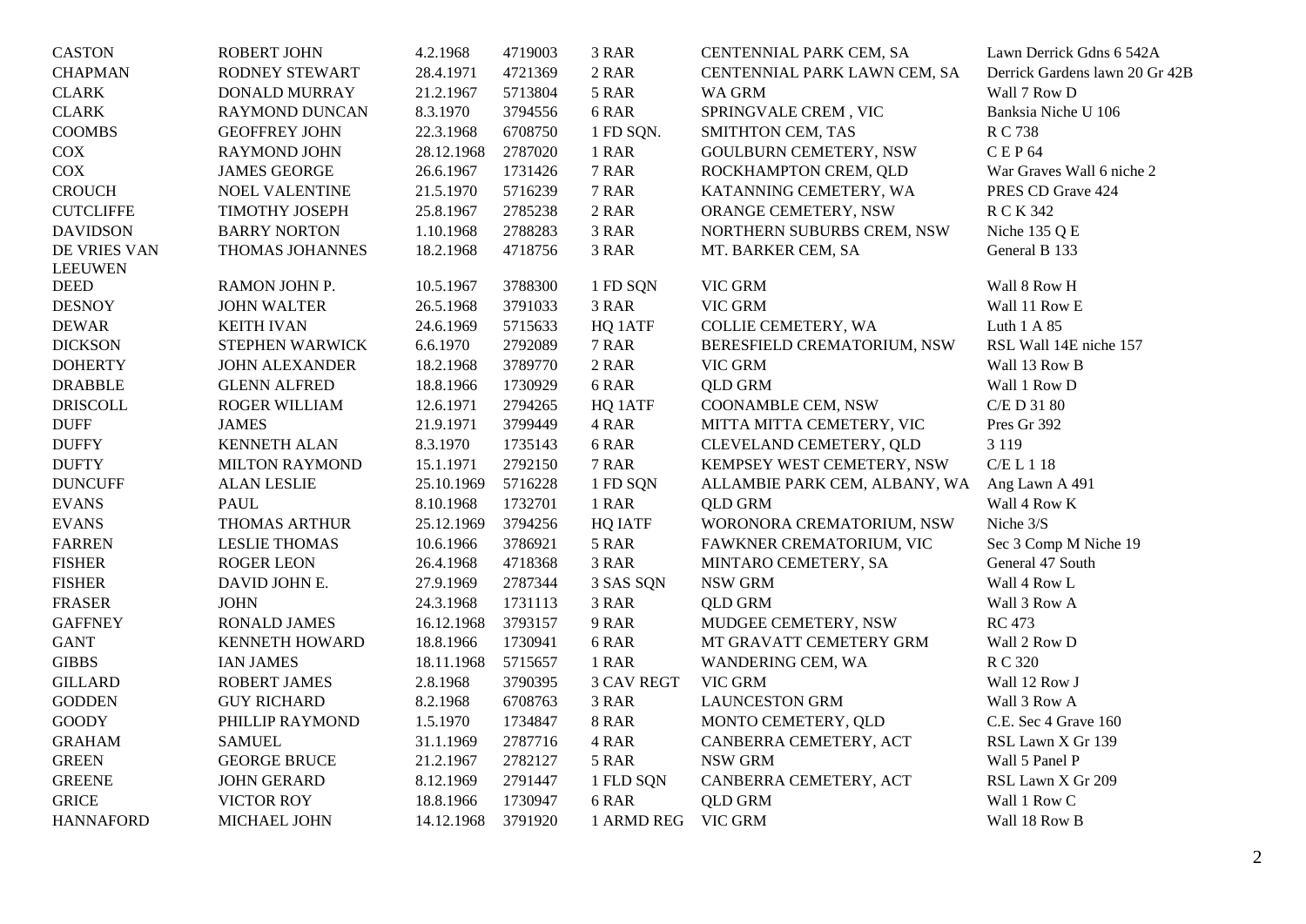| | | | | | | |
|---|---|---|---|---|---|---|
| CASTON | ROBERT JOHN | 4.2.1968 | 4719003 | 3 RAR | CENTENNIAL PARK CEM, SA | Lawn Derrick Gdns 6 542A |
| CHAPMAN | RODNEY STEWART | 28.4.1971 | 4721369 | 2 RAR | CENTENNIAL PARK LAWN CEM, SA | Derrick Gardens lawn 20 Gr 42B |
| CLARK | DONALD MURRAY | 21.2.1967 | 5713804 | 5 RAR | WA GRM | Wall 7 Row D |
| CLARK | RAYMOND DUNCAN | 8.3.1970 | 3794556 | 6 RAR | SPRINGVALE CREM , VIC | Banksia Niche U 106 |
| COOMBS | GEOFFREY JOHN | 22.3.1968 | 6708750 | 1 FD SQN. | SMITHTON CEM, TAS | R C 738 |
| COX | RAYMOND JOHN | 28.12.1968 | 2787020 | 1 RAR | GOULBURN CEMETERY, NSW | C E P 64 |
| COX | JAMES GEORGE | 26.6.1967 | 1731426 | 7 RAR | ROCKHAMPTON CREM, QLD | War Graves Wall 6 niche 2 |
| CROUCH | NOEL VALENTINE | 21.5.1970 | 5716239 | 7 RAR | KATANNING CEMETERY, WA | PRES CD Grave 424 |
| CUTCLIFFE | TIMOTHY JOSEPH | 25.8.1967 | 2785238 | 2 RAR | ORANGE CEMETERY, NSW | R C K 342 |
| DAVIDSON | BARRY NORTON | 1.10.1968 | 2788283 | 3 RAR | NORTHERN SUBURBS CREM, NSW | Niche 135 Q E |
| DE VRIES VAN LEEUWEN | THOMAS JOHANNES | 18.2.1968 | 4718756 | 3 RAR | MT. BARKER CEM, SA | General B 133 |
| DEED | RAMON JOHN P. | 10.5.1967 | 3788300 | 1 FD SQN | VIC GRM | Wall 8 Row H |
| DESNOY | JOHN WALTER | 26.5.1968 | 3791033 | 3 RAR | VIC GRM | Wall 11 Row E |
| DEWAR | KEITH IVAN | 24.6.1969 | 5715633 | HQ 1ATF | COLLIE CEMETERY, WA | Luth 1 A 85 |
| DICKSON | STEPHEN WARWICK | 6.6.1970 | 2792089 | 7 RAR | BERESFIELD CREMATORIUM, NSW | RSL Wall 14E niche 157 |
| DOHERTY | JOHN ALEXANDER | 18.2.1968 | 3789770 | 2 RAR | VIC GRM | Wall 13 Row B |
| DRABBLE | GLENN ALFRED | 18.8.1966 | 1730929 | 6 RAR | QLD GRM | Wall 1 Row D |
| DRISCOLL | ROGER WILLIAM | 12.6.1971 | 2794265 | HQ 1ATF | COONAMBLE CEM, NSW | C/E D 31 80 |
| DUFF | JAMES | 21.9.1971 | 3799449 | 4 RAR | MITTA MITTA CEMETERY, VIC | Pres Gr 392 |
| DUFFY | KENNETH ALAN | 8.3.1970 | 1735143 | 6 RAR | CLEVELAND CEMETERY, QLD | 3 119 |
| DUFTY | MILTON RAYMOND | 15.1.1971 | 2792150 | 7 RAR | KEMPSEY WEST CEMETERY, NSW | C/E L 1 18 |
| DUNCUFF | ALAN LESLIE | 25.10.1969 | 5716228 | 1 FD SQN | ALLAMBIE PARK CEM, ALBANY, WA | Ang Lawn A 491 |
| EVANS | PAUL | 8.10.1968 | 1732701 | 1 RAR | QLD GRM | Wall 4 Row K |
| EVANS | THOMAS ARTHUR | 25.12.1969 | 3794256 | HQ IATF | WORONORA CREMATORIUM, NSW | Niche 3/S |
| FARREN | LESLIE THOMAS | 10.6.1966 | 3786921 | 5 RAR | FAWKNER CREMATORIUM, VIC | Sec 3 Comp M Niche 19 |
| FISHER | ROGER LEON | 26.4.1968 | 4718368 | 3 RAR | MINTARO CEMETERY, SA | General 47 South |
| FISHER | DAVID JOHN E. | 27.9.1969 | 2787344 | 3 SAS SQN | NSW GRM | Wall 4 Row L |
| FRASER | JOHN | 24.3.1968 | 1731113 | 3 RAR | QLD GRM | Wall 3 Row A |
| GAFFNEY | RONALD JAMES | 16.12.1968 | 3793157 | 9 RAR | MUDGEE CEMETERY, NSW | RC 473 |
| GANT | KENNETH HOWARD | 18.8.1966 | 1730941 | 6 RAR | MT GRAVATT CEMETERY GRM | Wall 2 Row D |
| GIBBS | IAN JAMES | 18.11.1968 | 5715657 | 1 RAR | WANDERING CEM, WA | R C 320 |
| GILLARD | ROBERT JAMES | 2.8.1968 | 3790395 | 3 CAV REGT | VIC GRM | Wall 12 Row J |
| GODDEN | GUY RICHARD | 8.2.1968 | 6708763 | 3 RAR | LAUNCESTON GRM | Wall 3 Row A |
| GOODY | PHILLIP RAYMOND | 1.5.1970 | 1734847 | 8 RAR | MONTO CEMETERY, QLD | C.E. Sec 4 Grave 160 |
| GRAHAM | SAMUEL | 31.1.1969 | 2787716 | 4 RAR | CANBERRA CEMETERY, ACT | RSL Lawn X Gr 139 |
| GREEN | GEORGE BRUCE | 21.2.1967 | 2782127 | 5 RAR | NSW GRM | Wall 5 Panel P |
| GREENE | JOHN GERARD | 8.12.1969 | 2791447 | 1 FLD SQN | CANBERRA CEMETERY, ACT | RSL Lawn X Gr 209 |
| GRICE | VICTOR ROY | 18.8.1966 | 1730947 | 6 RAR | QLD GRM | Wall 1 Row C |
| HANNAFORD | MICHAEL JOHN | 14.12.1968 | 3791920 | 1 ARMD REG | VIC GRM | Wall 18 Row B |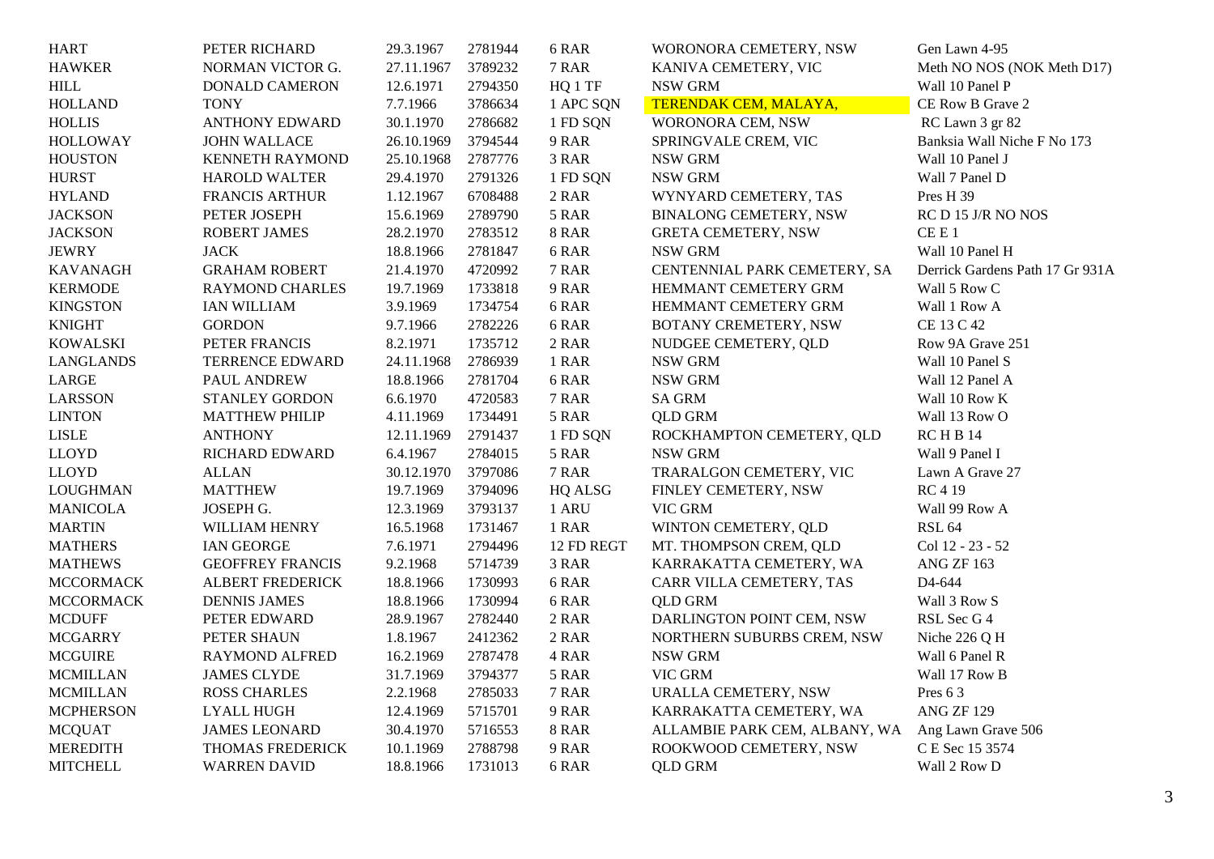| | | | | | | |
|---|---|---|---|---|---|---|
| HART | PETER RICHARD | 29.3.1967 | 2781944 | 6 RAR | WORONORA CEMETERY, NSW | Gen Lawn 4-95 |
| HAWKER | NORMAN VICTOR G. | 27.11.1967 | 3789232 | 7 RAR | KANIVA CEMETERY, VIC | Meth NO NOS (NOK Meth D17) |
| HILL | DONALD CAMERON | 12.6.1971 | 2794350 | HQ 1 TF | NSW GRM | Wall 10 Panel P |
| HOLLAND | TONY | 7.7.1966 | 3786634 | 1 APC SQN | TERENDAK CEM, MALAYA, | CE Row B Grave 2 |
| HOLLIS | ANTHONY EDWARD | 30.1.1970 | 2786682 | 1 FD SQN | WORONORA CEM, NSW | RC Lawn 3 gr 82 |
| HOLLOWAY | JOHN WALLACE | 26.10.1969 | 3794544 | 9 RAR | SPRINGVALE CREM, VIC | Banksia Wall Niche F No 173 |
| HOUSTON | KENNETH RAYMOND | 25.10.1968 | 2787776 | 3 RAR | NSW GRM | Wall 10 Panel J |
| HURST | HAROLD WALTER | 29.4.1970 | 2791326 | 1 FD SQN | NSW GRM | Wall 7 Panel D |
| HYLAND | FRANCIS ARTHUR | 1.12.1967 | 6708488 | 2 RAR | WYNYARD CEMETERY, TAS | Pres H 39 |
| JACKSON | PETER JOSEPH | 15.6.1969 | 2789790 | 5 RAR | BINALONG CEMETERY, NSW | RC D 15 J/R NO NOS |
| JACKSON | ROBERT JAMES | 28.2.1970 | 2783512 | 8 RAR | GRETA CEMETERY, NSW | CE E 1 |
| JEWRY | JACK | 18.8.1966 | 2781847 | 6 RAR | NSW GRM | Wall 10 Panel H |
| KAVANAGH | GRAHAM ROBERT | 21.4.1970 | 4720992 | 7 RAR | CENTENNIAL PARK CEMETERY, SA | Derrick Gardens Path 17 Gr 931A |
| KERMODE | RAYMOND CHARLES | 19.7.1969 | 1733818 | 9 RAR | HEMMANT CEMETERY GRM | Wall 5 Row C |
| KINGSTON | IAN WILLIAM | 3.9.1969 | 1734754 | 6 RAR | HEMMANT CEMETERY GRM | Wall 1 Row A |
| KNIGHT | GORDON | 9.7.1966 | 2782226 | 6 RAR | BOTANY CREMETERY, NSW | CE 13 C 42 |
| KOWALSKI | PETER FRANCIS | 8.2.1971 | 1735712 | 2 RAR | NUDGEE CEMETERY, QLD | Row 9A Grave 251 |
| LANGLANDS | TERRENCE EDWARD | 24.11.1968 | 2786939 | 1 RAR | NSW GRM | Wall 10 Panel S |
| LARGE | PAUL ANDREW | 18.8.1966 | 2781704 | 6 RAR | NSW GRM | Wall 12 Panel A |
| LARSSON | STANLEY GORDON | 6.6.1970 | 4720583 | 7 RAR | SA GRM | Wall 10 Row K |
| LINTON | MATTHEW PHILIP | 4.11.1969 | 1734491 | 5 RAR | QLD GRM | Wall 13 Row O |
| LISLE | ANTHONY | 12.11.1969 | 2791437 | 1 FD SQN | ROCKHAMPTON CEMETERY, QLD | RC H B 14 |
| LLOYD | RICHARD EDWARD | 6.4.1967 | 2784015 | 5 RAR | NSW GRM | Wall 9 Panel I |
| LLOYD | ALLAN | 30.12.1970 | 3797086 | 7 RAR | TRARALGON CEMETERY, VIC | Lawn A Grave 27 |
| LOUGHMAN | MATTHEW | 19.7.1969 | 3794096 | HQ ALSG | FINLEY CEMETERY, NSW | RC 4 19 |
| MANICOLA | JOSEPH G. | 12.3.1969 | 3793137 | 1 ARU | VIC GRM | Wall 99 Row A |
| MARTIN | WILLIAM HENRY | 16.5.1968 | 1731467 | 1 RAR | WINTON CEMETERY, QLD | RSL 64 |
| MATHERS | IAN GEORGE | 7.6.1971 | 2794496 | 12 FD REGT | MT. THOMPSON CREM, QLD | Col 12 - 23 - 52 |
| MATHEWS | GEOFFREY FRANCIS | 9.2.1968 | 5714739 | 3 RAR | KARRAKATTA CEMETERY, WA | ANG ZF 163 |
| MCCORMACK | ALBERT FREDERICK | 18.8.1966 | 1730993 | 6 RAR | CARR VILLA CEMETERY, TAS | D4-644 |
| MCCORMACK | DENNIS JAMES | 18.8.1966 | 1730994 | 6 RAR | QLD GRM | Wall 3 Row S |
| MCDUFF | PETER EDWARD | 28.9.1967 | 2782440 | 2 RAR | DARLINGTON POINT CEM, NSW | RSL Sec G 4 |
| MCGARRY | PETER SHAUN | 1.8.1967 | 2412362 | 2 RAR | NORTHERN SUBURBS CREM, NSW | Niche 226 Q H |
| MCGUIRE | RAYMOND ALFRED | 16.2.1969 | 2787478 | 4 RAR | NSW GRM | Wall 6 Panel R |
| MCMILLAN | JAMES CLYDE | 31.7.1969 | 3794377 | 5 RAR | VIC GRM | Wall 17 Row B |
| MCMILLAN | ROSS CHARLES | 2.2.1968 | 2785033 | 7 RAR | URALLA CEMETERY, NSW | Pres 6 3 |
| MCPHERSON | LYALL HUGH | 12.4.1969 | 5715701 | 9 RAR | KARRAKATTA CEMETERY, WA | ANG ZF 129 |
| MCQUAT | JAMES LEONARD | 30.4.1970 | 5716553 | 8 RAR | ALLAMBIE PARK CEM, ALBANY, WA | Ang Lawn Grave 506 |
| MEREDITH | THOMAS FREDERICK | 10.1.1969 | 2788798 | 9 RAR | ROOKWOOD CEMETERY, NSW | C E Sec 15 3574 |
| MITCHELL | WARREN DAVID | 18.8.1966 | 1731013 | 6 RAR | QLD GRM | Wall 2 Row D |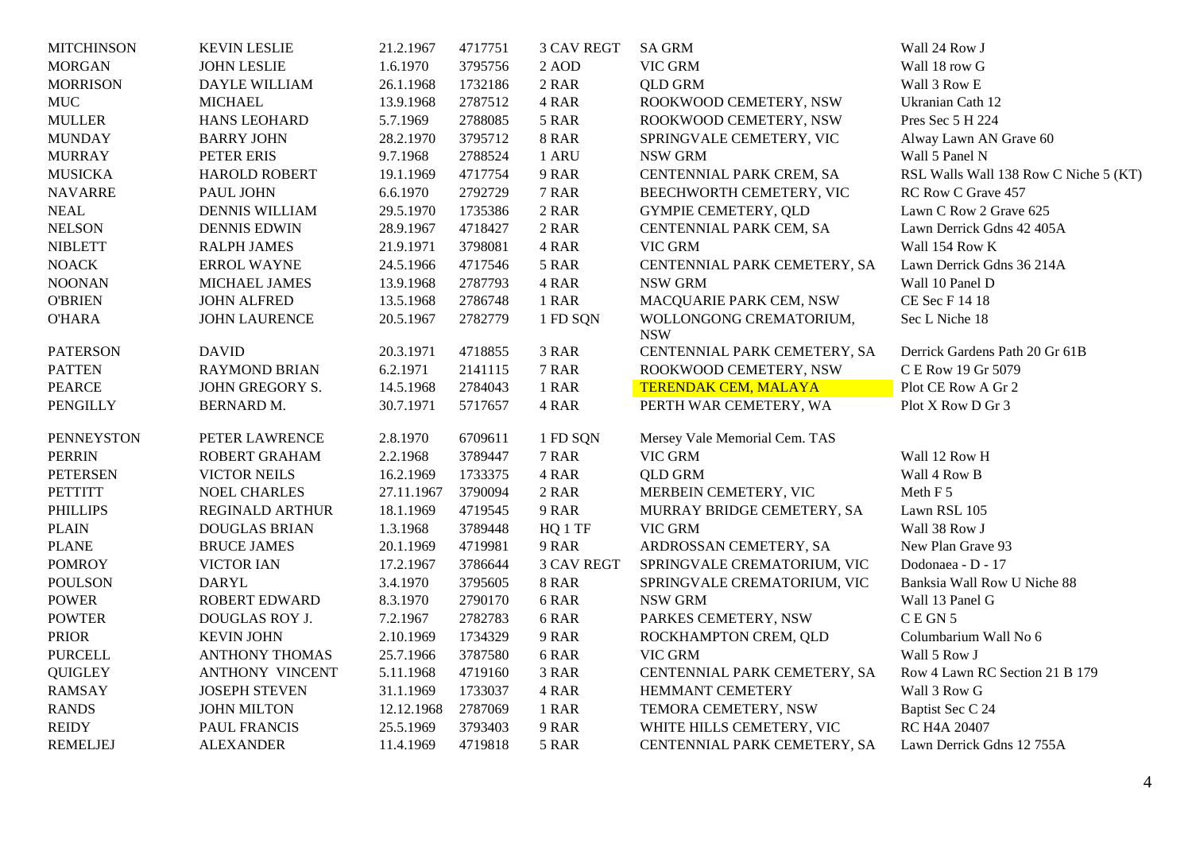| | | | | | | |
|---|---|---|---|---|---|---|
| MITCHINSON | KEVIN LESLIE | 21.2.1967 | 4717751 | 3 CAV REGT | SA GRM | Wall 24 Row J |
| MORGAN | JOHN LESLIE | 1.6.1970 | 3795756 | 2 AOD | VIC GRM | Wall 18 row G |
| MORRISON | DAYLE WILLIAM | 26.1.1968 | 1732186 | 2 RAR | QLD GRM | Wall 3 Row E |
| MUC | MICHAEL | 13.9.1968 | 2787512 | 4 RAR | ROOKWOOD CEMETERY, NSW | Ukranian Cath 12 |
| MULLER | HANS LEOHARD | 5.7.1969 | 2788085 | 5 RAR | ROOKWOOD CEMETERY, NSW | Pres Sec 5 H 224 |
| MUNDAY | BARRY JOHN | 28.2.1970 | 3795712 | 8 RAR | SPRINGVALE CEMETERY, VIC | Alway Lawn AN Grave 60 |
| MURRAY | PETER ERIS | 9.7.1968 | 2788524 | 1 ARU | NSW GRM | Wall 5 Panel N |
| MUSICKA | HAROLD ROBERT | 19.1.1969 | 4717754 | 9 RAR | CENTENNIAL PARK CREM, SA | RSL Walls Wall 138 Row C Niche 5 (KT) |
| NAVARRE | PAUL JOHN | 6.6.1970 | 2792729 | 7 RAR | BEECHWORTH CEMETERY, VIC | RC Row C Grave 457 |
| NEAL | DENNIS WILLIAM | 29.5.1970 | 1735386 | 2 RAR | GYMPIE CEMETERY, QLD | Lawn C Row 2 Grave 625 |
| NELSON | DENNIS EDWIN | 28.9.1967 | 4718427 | 2 RAR | CENTENNIAL PARK CEM, SA | Lawn Derrick Gdns 42 405A |
| NIBLETT | RALPH JAMES | 21.9.1971 | 3798081 | 4 RAR | VIC GRM | Wall 154 Row K |
| NOACK | ERROL WAYNE | 24.5.1966 | 4717546 | 5 RAR | CENTENNIAL PARK CEMETERY, SA | Lawn Derrick Gdns 36 214A |
| NOONAN | MICHAEL JAMES | 13.9.1968 | 2787793 | 4 RAR | NSW GRM | Wall 10 Panel D |
| O'BRIEN | JOHN ALFRED | 13.5.1968 | 2786748 | 1 RAR | MACQUARIE PARK CEM, NSW | CE Sec F 14 18 |
| O'HARA | JOHN LAURENCE | 20.5.1967 | 2782779 | 1 FD SQN | WOLLONGONG CREMATORIUM, NSW | Sec L Niche 18 |
| PATERSON | DAVID | 20.3.1971 | 4718855 | 3 RAR | CENTENNIAL PARK CEMETERY, SA | Derrick Gardens Path 20 Gr 61B |
| PATTEN | RAYMOND BRIAN | 6.2.1971 | 2141115 | 7 RAR | ROOKWOOD CEMETERY, NSW | C E Row 19 Gr 5079 |
| PEARCE | JOHN GREGORY S. | 14.5.1968 | 2784043 | 1 RAR | TERENDAK CEM, MALAYA | Plot CE Row A Gr 2 |
| PENGILLY | BERNARD M. | 30.7.1971 | 5717657 | 4 RAR | PERTH WAR CEMETERY, WA | Plot X Row D Gr 3 |
| PENNEYSTON | PETER LAWRENCE | 2.8.1970 | 6709611 | 1 FD SQN | Mersey Vale Memorial Cem. TAS | |
| PERRIN | ROBERT GRAHAM | 2.2.1968 | 3789447 | 7 RAR | VIC GRM | Wall 12 Row H |
| PETERSEN | VICTOR NEILS | 16.2.1969 | 1733375 | 4 RAR | QLD GRM | Wall 4 Row B |
| PETTITT | NOEL CHARLES | 27.11.1967 | 3790094 | 2 RAR | MERBEIN CEMETERY, VIC | Meth F 5 |
| PHILLIPS | REGINALD ARTHUR | 18.1.1969 | 4719545 | 9 RAR | MURRAY BRIDGE CEMETERY, SA | Lawn RSL 105 |
| PLAIN | DOUGLAS BRIAN | 1.3.1968 | 3789448 | HQ 1 TF | VIC GRM | Wall 38 Row J |
| PLANE | BRUCE JAMES | 20.1.1969 | 4719981 | 9 RAR | ARDROSSAN CEMETERY, SA | New Plan Grave 93 |
| POMROY | VICTOR IAN | 17.2.1967 | 3786644 | 3 CAV REGT | SPRINGVALE CREMATORIUM, VIC | Dodonaea - D - 17 |
| POULSON | DARYL | 3.4.1970 | 3795605 | 8 RAR | SPRINGVALE CREMATORIUM, VIC | Banksia Wall Row U Niche 88 |
| POWER | ROBERT EDWARD | 8.3.1970 | 2790170 | 6 RAR | NSW GRM | Wall 13 Panel G |
| POWTER | DOUGLAS ROY J. | 7.2.1967 | 2782783 | 6 RAR | PARKES CEMETERY, NSW | C E GN 5 |
| PRIOR | KEVIN JOHN | 2.10.1969 | 1734329 | 9 RAR | ROCKHAMPTON CREM, QLD | Columbarium Wall No 6 |
| PURCELL | ANTHONY THOMAS | 25.7.1966 | 3787580 | 6 RAR | VIC GRM | Wall 5 Row J |
| QUIGLEY | ANTHONY VINCENT | 5.11.1968 | 4719160 | 3 RAR | CENTENNIAL PARK CEMETERY, SA | Row 4 Lawn RC Section 21 B 179 |
| RAMSAY | JOSEPH STEVEN | 31.1.1969 | 1733037 | 4 RAR | HEMMANT CEMETERY | Wall 3 Row G |
| RANDS | JOHN MILTON | 12.12.1968 | 2787069 | 1 RAR | TEMORA CEMETERY, NSW | Baptist Sec C 24 |
| REIDY | PAUL FRANCIS | 25.5.1969 | 3793403 | 9 RAR | WHITE HILLS CEMETERY, VIC | RC H4A 20407 |
| REMELJEJ | ALEXANDER | 11.4.1969 | 4719818 | 5 RAR | CENTENNIAL PARK CEMETERY, SA | Lawn Derrick Gdns 12 755A |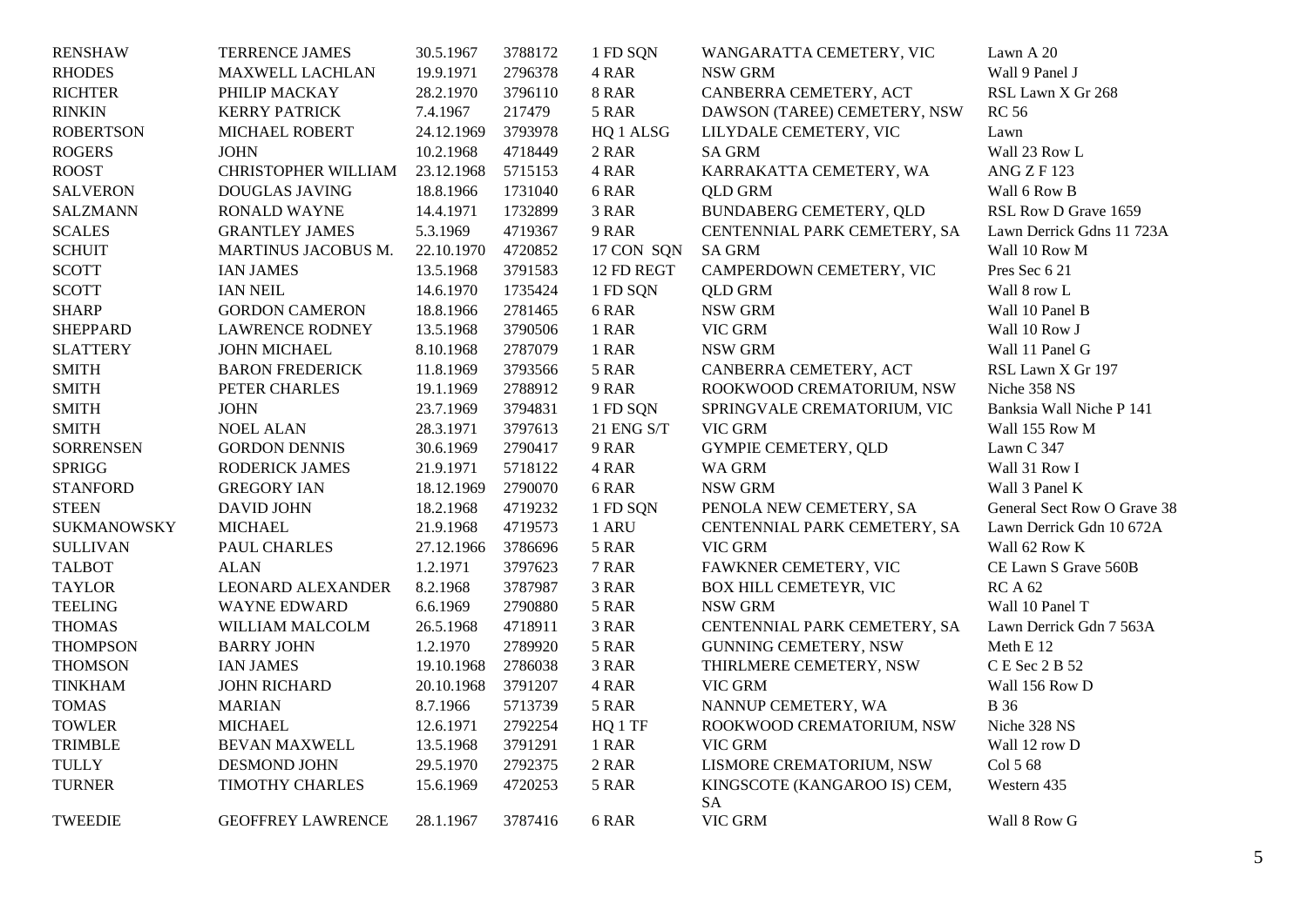| | | | | | | |
|---|---|---|---|---|---|---|
| RENSHAW | TERRENCE JAMES | 30.5.1967 | 3788172 | 1 FD SQN | WANGARATTA CEMETERY, VIC | Lawn A 20 |
| RHODES | MAXWELL LACHLAN | 19.9.1971 | 2796378 | 4 RAR | NSW GRM | Wall 9 Panel J |
| RICHTER | PHILIP MACKAY | 28.2.1970 | 3796110 | 8 RAR | CANBERRA CEMETERY, ACT | RSL Lawn X Gr 268 |
| RINKIN | KERRY PATRICK | 7.4.1967 | 217479 | 5 RAR | DAWSON (TAREE) CEMETERY, NSW | RC 56 |
| ROBERTSON | MICHAEL ROBERT | 24.12.1969 | 3793978 | HQ 1 ALSG | LILYDALE CEMETERY, VIC | Lawn |
| ROGERS | JOHN | 10.2.1968 | 4718449 | 2 RAR | SA GRM | Wall 23 Row L |
| ROOST | CHRISTOPHER WILLIAM | 23.12.1968 | 5715153 | 4 RAR | KARRAKATTA CEMETERY, WA | ANG Z F 123 |
| SALVERON | DOUGLAS JAVING | 18.8.1966 | 1731040 | 6 RAR | QLD GRM | Wall 6 Row B |
| SALZMANN | RONALD WAYNE | 14.4.1971 | 1732899 | 3 RAR | BUNDABERG CEMETERY, QLD | RSL Row D Grave 1659 |
| SCALES | GRANTLEY JAMES | 5.3.1969 | 4719367 | 9 RAR | CENTENNIAL PARK CEMETERY, SA | Lawn Derrick Gdns 11 723A |
| SCHUIT | MARTINUS JACOBUS M. | 22.10.1970 | 4720852 | 17 CON SQN | SA GRM | Wall 10 Row M |
| SCOTT | IAN JAMES | 13.5.1968 | 3791583 | 12 FD REGT | CAMPERDOWN CEMETERY, VIC | Pres Sec 6 21 |
| SCOTT | IAN NEIL | 14.6.1970 | 1735424 | 1 FD SQN | QLD GRM | Wall 8 row L |
| SHARP | GORDON CAMERON | 18.8.1966 | 2781465 | 6 RAR | NSW GRM | Wall 10 Panel B |
| SHEPPARD | LAWRENCE RODNEY | 13.5.1968 | 3790506 | 1 RAR | VIC GRM | Wall 10 Row J |
| SLATTERY | JOHN MICHAEL | 8.10.1968 | 2787079 | 1 RAR | NSW GRM | Wall 11 Panel G |
| SMITH | BARON FREDERICK | 11.8.1969 | 3793566 | 5 RAR | CANBERRA CEMETERY, ACT | RSL Lawn X Gr 197 |
| SMITH | PETER CHARLES | 19.1.1969 | 2788912 | 9 RAR | ROOKWOOD CREMATORIUM, NSW | Niche 358 NS |
| SMITH | JOHN | 23.7.1969 | 3794831 | 1 FD SQN | SPRINGVALE CREMATORIUM, VIC | Banksia Wall Niche P 141 |
| SMITH | NOEL ALAN | 28.3.1971 | 3797613 | 21 ENG S/T | VIC GRM | Wall 155 Row M |
| SORRENSEN | GORDON DENNIS | 30.6.1969 | 2790417 | 9 RAR | GYMPIE CEMETERY, QLD | Lawn C 347 |
| SPRIGG | RODERICK JAMES | 21.9.1971 | 5718122 | 4 RAR | WA GRM | Wall 31 Row I |
| STANFORD | GREGORY IAN | 18.12.1969 | 2790070 | 6 RAR | NSW GRM | Wall 3 Panel K |
| STEEN | DAVID JOHN | 18.2.1968 | 4719232 | 1 FD SQN | PENOLA NEW CEMETERY, SA | General Sect Row O Grave 38 |
| SUKMANOWSKY | MICHAEL | 21.9.1968 | 4719573 | 1 ARU | CENTENNIAL PARK CEMETERY, SA | Lawn Derrick Gdn 10 672A |
| SULLIVAN | PAUL CHARLES | 27.12.1966 | 3786696 | 5 RAR | VIC GRM | Wall 62 Row K |
| TALBOT | ALAN | 1.2.1971 | 3797623 | 7 RAR | FAWKNER CEMETERY, VIC | CE Lawn S Grave 560B |
| TAYLOR | LEONARD ALEXANDER | 8.2.1968 | 3787987 | 3 RAR | BOX HILL CEMETEYR, VIC | RC A 62 |
| TEELING | WAYNE EDWARD | 6.6.1969 | 2790880 | 5 RAR | NSW GRM | Wall 10 Panel T |
| THOMAS | WILLIAM MALCOLM | 26.5.1968 | 4718911 | 3 RAR | CENTENNIAL PARK CEMETERY, SA | Lawn Derrick Gdn 7 563A |
| THOMPSON | BARRY JOHN | 1.2.1970 | 2789920 | 5 RAR | GUNNING CEMETERY, NSW | Meth E 12 |
| THOMSON | IAN JAMES | 19.10.1968 | 2786038 | 3 RAR | THIRLMERE CEMETERY, NSW | C E Sec 2 B 52 |
| TINKHAM | JOHN RICHARD | 20.10.1968 | 3791207 | 4 RAR | VIC GRM | Wall 156 Row D |
| TOMAS | MARIAN | 8.7.1966 | 5713739 | 5 RAR | NANNUP CEMETERY, WA | B 36 |
| TOWLER | MICHAEL | 12.6.1971 | 2792254 | HQ 1 TF | ROOKWOOD CREMATORIUM, NSW | Niche 328 NS |
| TRIMBLE | BEVAN MAXWELL | 13.5.1968 | 3791291 | 1 RAR | VIC GRM | Wall 12 row D |
| TULLY | DESMOND JOHN | 29.5.1970 | 2792375 | 2 RAR | LISMORE CREMATORIUM, NSW | Col 5 68 |
| TURNER | TIMOTHY CHARLES | 15.6.1969 | 4720253 | 5 RAR | KINGSCOTE (KANGAROO IS) CEM, SA | Western 435 |
| TWEEDIE | GEOFFREY LAWRENCE | 28.1.1967 | 3787416 | 6 RAR | VIC GRM | Wall 8 Row G |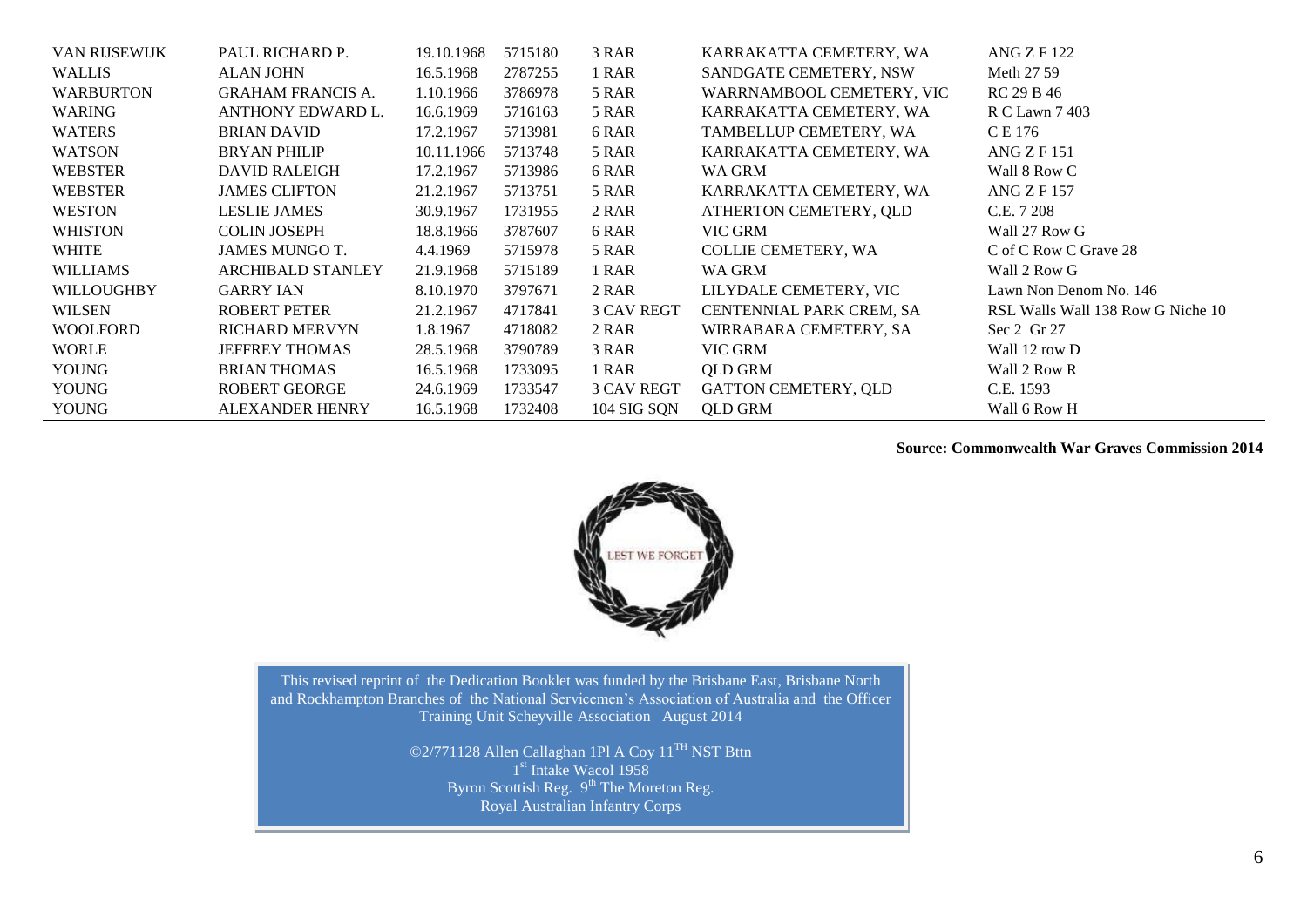| | | | | | | |
|---|---|---|---|---|---|---|
| VAN RIJSEWIJK | PAUL RICHARD P. | 19.10.1968 | 5715180 | 3 RAR | KARRAKATTA CEMETERY, WA | ANG Z F 122 |
| WALLIS | ALAN JOHN | 16.5.1968 | 2787255 | 1 RAR | SANDGATE CEMETERY, NSW | Meth 27 59 |
| WARBURTON | GRAHAM FRANCIS A. | 1.10.1966 | 3786978 | 5 RAR | WARRNAMBOOL CEMETERY, VIC | RC 29 B 46 |
| WARING | ANTHONY EDWARD L. | 16.6.1969 | 5716163 | 5 RAR | KARRAKATTA CEMETERY, WA | R C Lawn 7 403 |
| WATERS | BRIAN DAVID | 17.2.1967 | 5713981 | 6 RAR | TAMBELLUP CEMETERY, WA | C E 176 |
| WATSON | BRYAN PHILIP | 10.11.1966 | 5713748 | 5 RAR | KARRAKATTA CEMETERY, WA | ANG Z F 151 |
| WEBSTER | DAVID RALEIGH | 17.2.1967 | 5713986 | 6 RAR | WA GRM | Wall 8 Row C |
| WEBSTER | JAMES CLIFTON | 21.2.1967 | 5713751 | 5 RAR | KARRAKATTA CEMETERY, WA | ANG Z F 157 |
| WESTON | LESLIE JAMES | 30.9.1967 | 1731955 | 2 RAR | ATHERTON CEMETERY, QLD | C.E. 7 208 |
| WHISTON | COLIN JOSEPH | 18.8.1966 | 3787607 | 6 RAR | VIC GRM | Wall 27 Row G |
| WHITE | JAMES MUNGO T. | 4.4.1969 | 5715978 | 5 RAR | COLLIE CEMETERY, WA | C of C Row C Grave 28 |
| WILLIAMS | ARCHIBALD STANLEY | 21.9.1968 | 5715189 | 1 RAR | WA GRM | Wall 2 Row G |
| WILLOUGHBY | GARRY IAN | 8.10.1970 | 3797671 | 2 RAR | LILYDALE CEMETERY, VIC | Lawn Non Denom No. 146 |
| WILSEN | ROBERT PETER | 21.2.1967 | 4717841 | 3 CAV REGT | CENTENNIAL PARK CREM, SA | RSL Walls Wall 138 Row G Niche 10 |
| WOOLFORD | RICHARD MERVYN | 1.8.1967 | 4718082 | 2 RAR | WIRRABARA CEMETERY, SA | Sec 2 Gr 27 |
| WORLE | JEFFREY THOMAS | 28.5.1968 | 3790789 | 3 RAR | VIC GRM | Wall 12 row D |
| YOUNG | BRIAN THOMAS | 16.5.1968 | 1733095 | 1 RAR | QLD GRM | Wall 2 Row R |
| YOUNG | ROBERT GEORGE | 24.6.1969 | 1733547 | 3 CAV REGT | GATTON CEMETERY, QLD | C.E. 1593 |
| YOUNG | ALEXANDER HENRY | 16.5.1968 | 1732408 | 104 SIG SQN | QLD GRM | Wall 6 Row H |

**Source: Commonwealth War Graves Commission 2014**

LEST WE FORGET

This revised reprint of the Dedication Booklet was funded by the Brisbane East, Brisbane North and Rockhampton Branches of the National Servicemen's Association of Australia and the Officer Training Unit Scheyville Association August 2014

©2/771128 Allen Callaghan 1Pl A Coy 11TH NST Bttn
1st Intake Wacol 1958
Byron Scottish Reg. 9th The Moreton Reg.
Royal Australian Infantry Corps